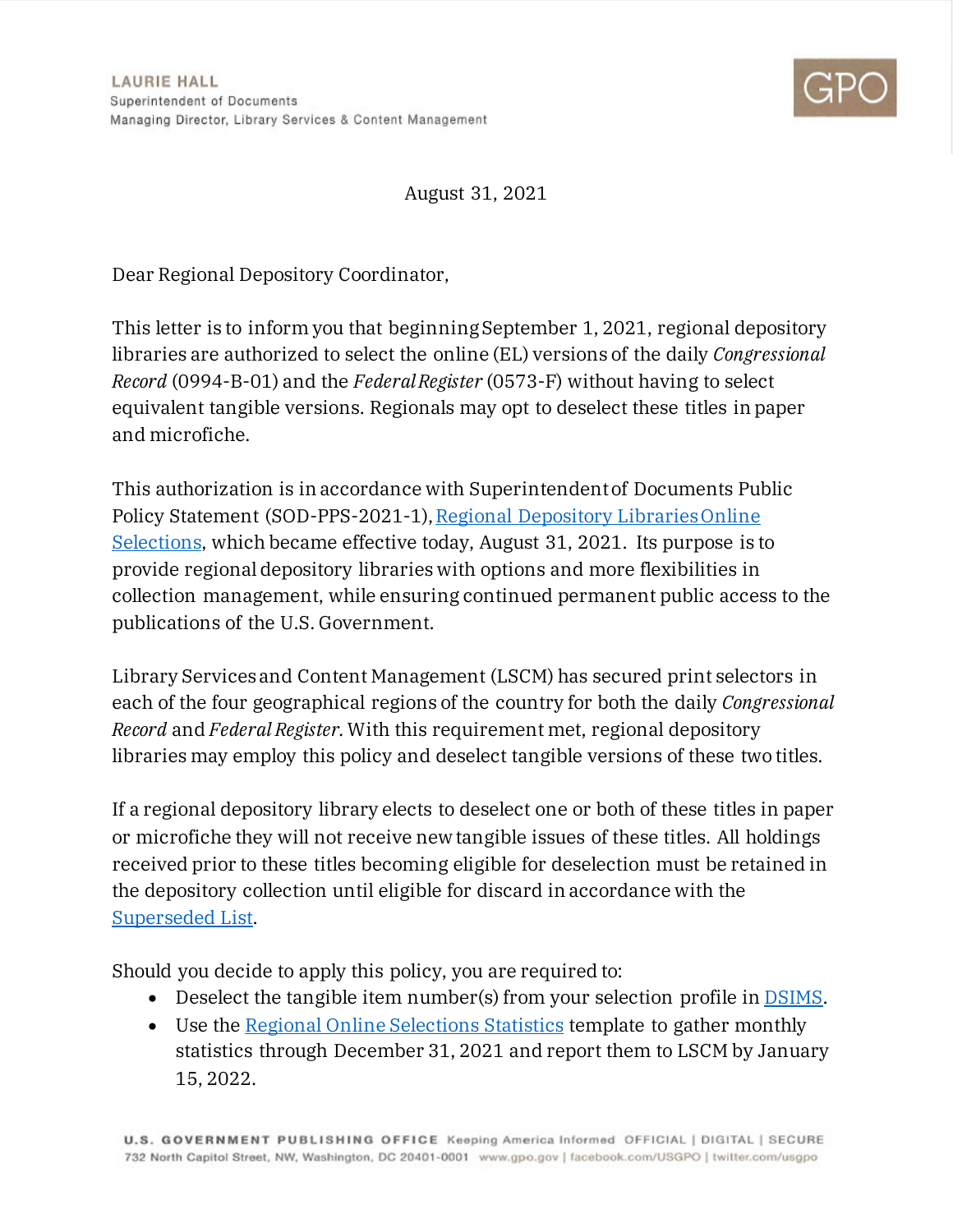LAURIE HALL
Superintendent of Documents
Managing Director, Library Services & Content Management

GPO

August 31, 2021

Dear Regional Depository Coordinator,

This letter is to inform you that beginning September 1, 2021, regional depository libraries are authorized to select the online (EL) versions of the daily *Congressional Record* (0994-B-01) and the *Federal Register* (0573-F) without having to select equivalent tangible versions. Regionals may opt to deselect these titles in paper and microfiche.

This authorization is in accordance with Superintendent of Documents Public Policy Statement (SOD-PPS-2021-1), Regional Depository Libraries Online Selections, which became effective today, August 31, 2021. Its purpose is to provide regional depository libraries with options and more flexibilities in collection management, while ensuring continued permanent public access to the publications of the U.S. Government.

Library Services and Content Management (LSCM) has secured print selectors in each of the four geographical regions of the country for both the daily *Congressional Record* and *Federal Register*. With this requirement met, regional depository libraries may employ this policy and deselect tangible versions of these two titles.

If a regional depository library elects to deselect one or both of these titles in paper or microfiche they will not receive new tangible issues of these titles. All holdings received prior to these titles becoming eligible for deselection must be retained in the depository collection until eligible for discard in accordance with the Superseded List.

Should you decide to apply this policy, you are required to:

- Deselect the tangible item number(s) from your selection profile in DSIMS.
- Use the Regional Online Selections Statistics template to gather monthly statistics through December 31, 2021 and report them to LSCM by January 15, 2022.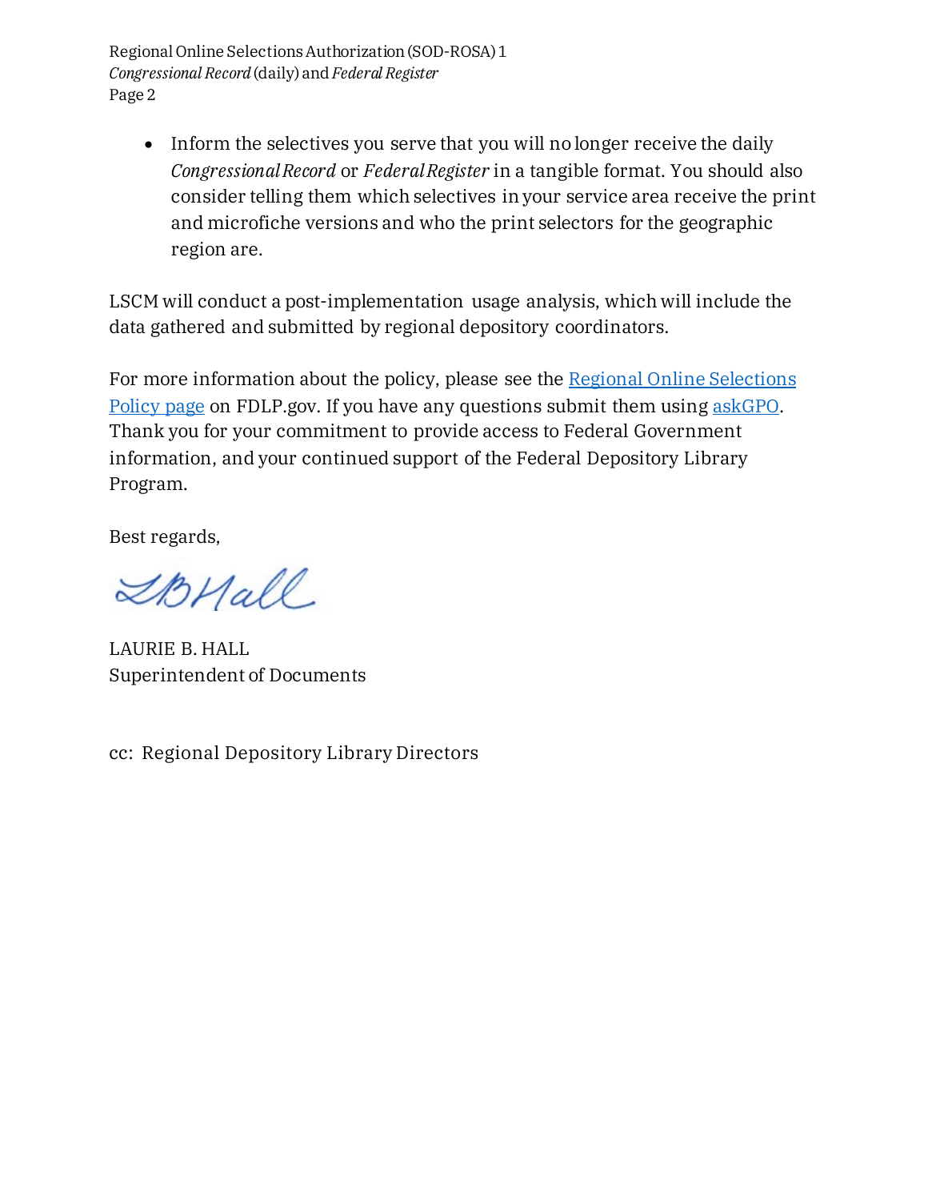- Inform the selectives you serve that you will no longer receive the daily *Congressional Record* or *Federal Register* in a tangible format. You should also consider telling them which selectives in your service area receive the print and microfiche versions and who the print selectors for the geographic region are.

LSCM will conduct a post-implementation usage analysis, which will include the data gathered and submitted by regional depository coordinators.

For more information about the policy, please see the Regional Online Selections Policy page on FDLP.gov. If you have any questions submit them using askGPO. Thank you for your commitment to provide access to Federal Government information, and your continued support of the Federal Depository Library Program.

Best regards,

LBHall

LAURIE B. HALL
Superintendent of Documents

cc: Regional Depository Library Directors